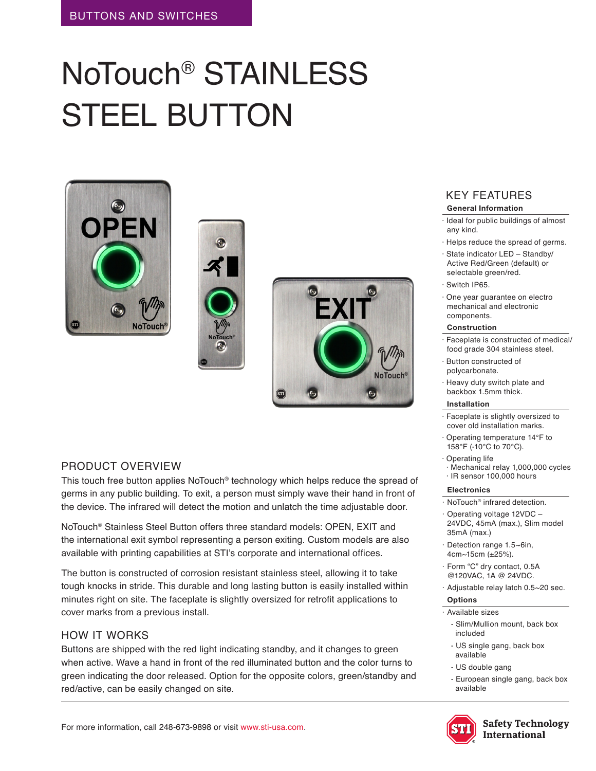BUTTONS AND SWITCHES

# NoTouch® STAINLESS STEEL BUTTON

## PRODUCT OVERVIEW

This touch free button applies NoTouch® technology which helps reduce the spread of germs in any public building. To exit, a person must simply wave their hand in front of the device. The infrared will detect the motion and unlatch the time adjustable door.

NoTouch® Stainless Steel Button offers three standard models: OPEN, EXIT and the international exit symbol representing a person exiting. Custom models are also available with printing capabilities at STI's corporate and international offices.

The button is constructed of corrosion resistant stainless steel, allowing it to take tough knocks in stride. This durable and long lasting button is easily installed within minutes right on site. The faceplate is slightly oversized for retrofit applications to cover marks from a previous install.

## HOW IT WORKS

Buttons are shipped with the red light indicating standby, and it changes to green when active. Wave a hand in front of the red illuminated button and the color turns to green indicating the door released. Option for the opposite colors, green/standby and red/active, can be easily changed on site.

## KEY FEATURES

### General Information

- Ideal for public buildings of almost any kind.
- Helps reduce the spread of germs.
- State indicator LED – Standby/ Active Red/Green (default) or selectable green/red.
- Switch IP65.
- One year guarantee on electro mechanical and electronic components.

### Construction

- Faceplate is constructed of medical/ food grade 304 stainless steel.
- Button constructed of polycarbonate.
- Heavy duty switch plate and backbox 1.5mm thick.

### Installation

- Faceplate is slightly oversized to cover old installation marks.
- Operating temperature 14°F to 158°F (-10°C to 70°C).
- Operating life
  - Mechanical relay 1,000,000 cycles
  - IR sensor 100,000 hours

### Electronics

- NoTouch® infrared detection.
- Operating voltage 12VDC – 24VDC, 45mA (max.), Slim model 35mA (max.)
- Detection range 1.5~6in, 4cm~15cm (±25%).
- Form "C" dry contact, 0.5A @120VAC, 1A @ 24VDC.
- Adjustable relay latch 0.5~20 sec.

### Options

- Available sizes
  - Slim/Mullion mount, back box included
  - US single gang, back box available
  - US double gang
  - European single gang, back box available

For more information, call 248-673-9898 or visit www.sti-usa.com.

Safety Technology International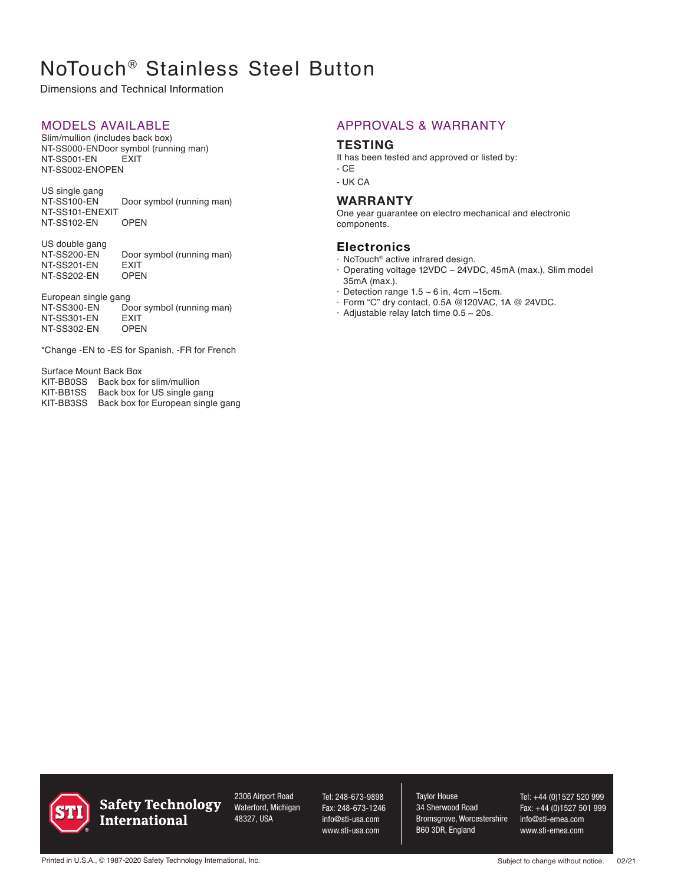# NoTouch® Stainless Steel Button

Dimensions and Technical Information

## MODELS AVAILABLE

Slim/mullion (includes back box)
NT-SS000-EN Door symbol (running man)
NT-SS001-EN EXIT
NT-SS002-EN OPEN

US single gang
NT-SS100-EN Door symbol (running man)
NT-SS101-EN EXIT
NT-SS102-EN OPEN

US double gang
NT-SS200-EN Door symbol (running man)
NT-SS201-EN EXIT
NT-SS202-EN OPEN

European single gang
NT-SS300-EN Door symbol (running man)
NT-SS301-EN EXIT
NT-SS302-EN OPEN

*Change -EN to -ES for Spanish, -FR for French

Surface Mount Back Box
KIT-BB0SS Back box for slim/mullion
KIT-BB1SS Back box for US single gang
KIT-BB3SS Back box for European single gang

## APPROVALS & WARRANTY

### TESTING

It has been tested and approved or listed by:
- CE
- UK CA

### WARRANTY

One year guarantee on electro mechanical and electronic components.

### Electronics

- NoTouch® active infrared design.
- Operating voltage 12VDC – 24VDC, 45mA (max.), Slim model 35mA (max.).
- Detection range 1.5 ~ 6 in, 4cm ~15cm.
- Form "C" dry contact, 0.5A @120VAC, 1A @ 24VDC.
- Adjustable relay latch time 0.5 ~ 20s.

Safety Technology International

2306 Airport Road
Waterford, Michigan
48327, USA

Tel: 248-673-9898
Fax: 248-673-1246
info@sti-usa.com
www.sti-usa.com

Taylor House
34 Sherwood Road
Bromsgrove, Worcestershire
B60 3DR, England

Tel: +44 (0)1527 520 999
Fax: +44 (0)1527 501 999
info@sti-emea.com
www.sti-emea.com

Printed in U.S.A., © 1987-2020 Safety Technology International, Inc.

Subject to change without notice. 02/21